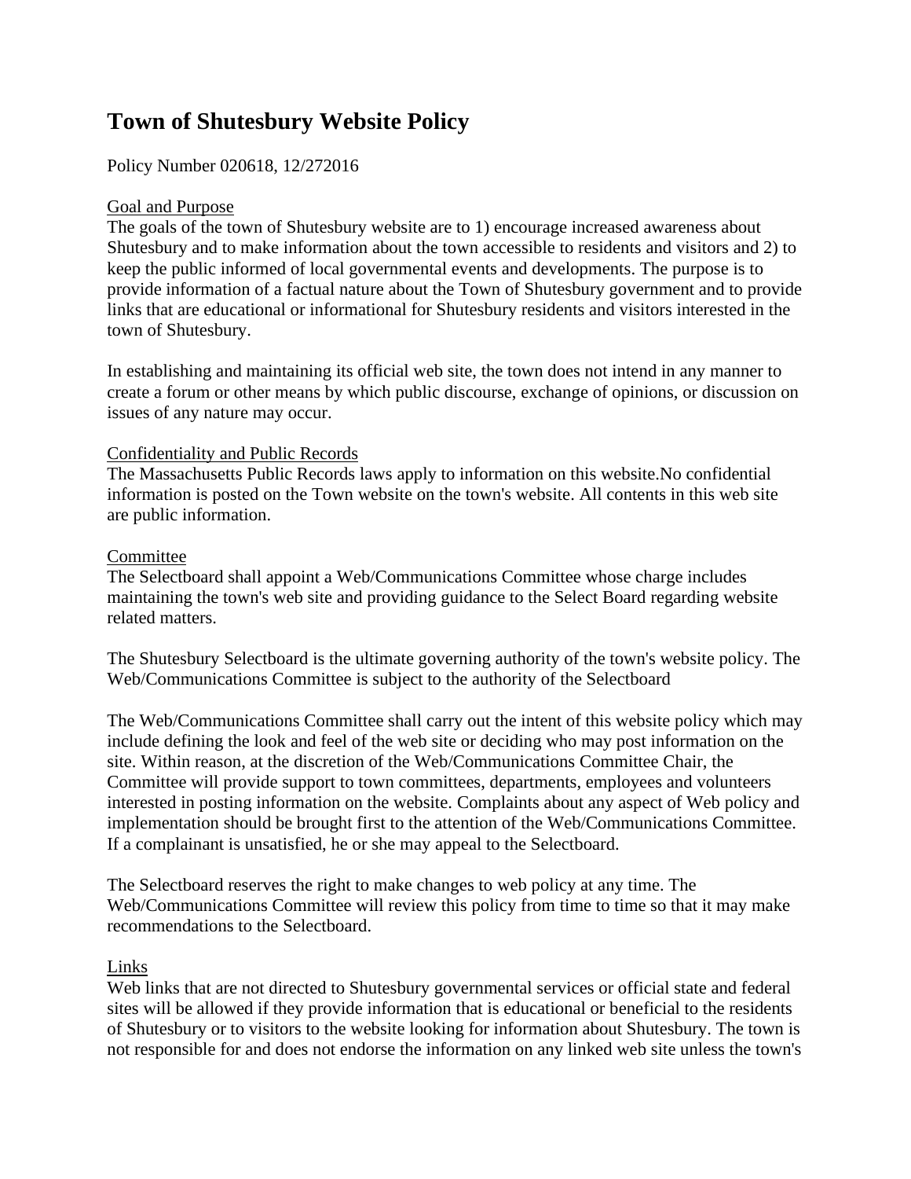# Town of Shutesbury Website Policy

Policy Number 020618, 12/272016

Goal and Purpose

The goals of the town of Shutesbury website are to 1) encourage increased awareness about Shutesbury and to make information about the town accessible to residents and visitors and 2) to keep the public informed of local governmental events and developments. The purpose is to provide information of a factual nature about the Town of Shutesbury government and to provide links that are educational or informational for Shutesbury residents and visitors interested in the town of Shutesbury.

In establishing and maintaining its official web site, the town does not intend in any manner to create a forum or other means by which public discourse, exchange of opinions, or discussion on issues of any nature may occur.

Confidentiality and Public Records

The Massachusetts Public Records laws apply to information on this website.No confidential information is posted on the Town website on the town's website. All contents in this web site are public information.

Committee

The Selectboard shall appoint a Web/Communications Committee whose charge includes maintaining the town's web site and providing guidance to the Select Board regarding website related matters.

The Shutesbury Selectboard is the ultimate governing authority of the town's website policy. The Web/Communications Committee is subject to the authority of the Selectboard

The Web/Communications Committee shall carry out the intent of this website policy which may include defining the look and feel of the web site or deciding who may post information on the site. Within reason, at the discretion of the Web/Communications Committee Chair, the Committee will provide support to town committees, departments, employees and volunteers interested in posting information on the website. Complaints about any aspect of Web policy and implementation should be brought first to the attention of the Web/Communications Committee. If a complainant is unsatisfied, he or she may appeal to the Selectboard.

The Selectboard reserves the right to make changes to web policy at any time. The Web/Communications Committee will review this policy from time to time so that it may make recommendations to the Selectboard.

Links

Web links that are not directed to Shutesbury governmental services or official state and federal sites will be allowed if they provide information that is educational or beneficial to the residents of Shutesbury or to visitors to the website looking for information about Shutesbury. The town is not responsible for and does not endorse the information on any linked web site unless the town's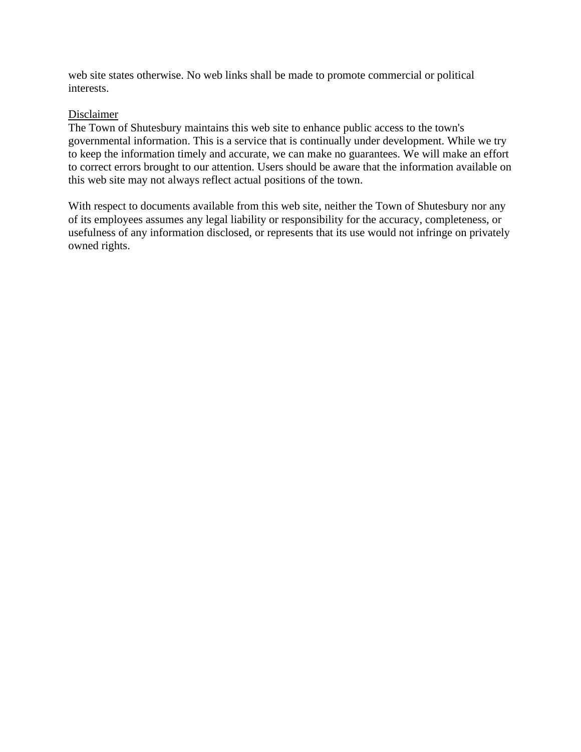web site states otherwise. No web links shall be made to promote commercial or political interests.

Disclaimer

The Town of Shutesbury maintains this web site to enhance public access to the town's governmental information. This is a service that is continually under development. While we try to keep the information timely and accurate, we can make no guarantees. We will make an effort to correct errors brought to our attention. Users should be aware that the information available on this web site may not always reflect actual positions of the town.

With respect to documents available from this web site, neither the Town of Shutesbury nor any of its employees assumes any legal liability or responsibility for the accuracy, completeness, or usefulness of any information disclosed, or represents that its use would not infringe on privately owned rights.